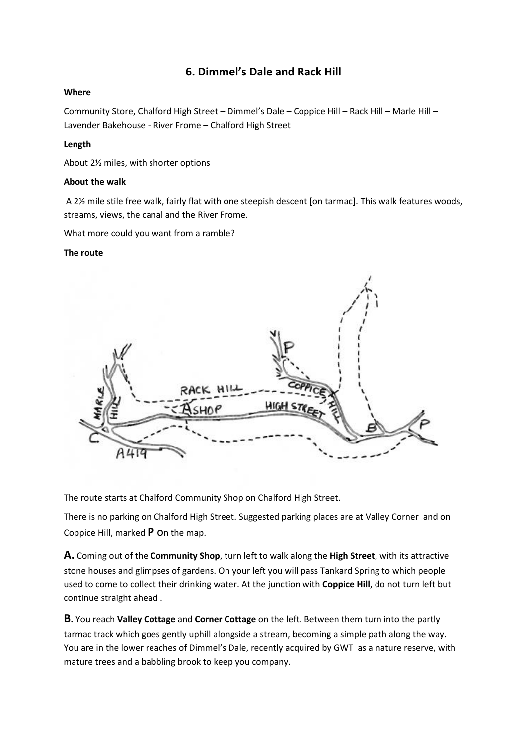# 6. Dimmel's Dale and Rack Hill

**Where**

Community Store, Chalford High Street – Dimmel's Dale – Coppice Hill – Rack Hill – Marle Hill – Lavender Bakehouse - River Frome – Chalford High Street

**Length**

About 2½ miles, with shorter options

**About the walk**

A 2½ mile stile free walk, fairly flat with one steepish descent [on tarmac]. This walk features woods, streams, views, the canal and the River Frome.

What more could you want from a ramble?

**The route**

The route starts at Chalford Community Shop on Chalford High Street.

There is no parking on Chalford High Street. Suggested parking places are at Valley Corner and on Coppice Hill, marked **P** On the map.

**A.** Coming out of the **Community Shop**, turn left to walk along the **High Street**, with its attractive stone houses and glimpses of gardens. On your left you will pass Tankard Spring to which people used to come to collect their drinking water. At the junction with **Coppice Hill**, do not turn left but continue straight ahead .

**B.** You reach **Valley Cottage** and **Corner Cottage** on the left. Between them turn into the partly tarmac track which goes gently uphill alongside a stream, becoming a simple path along the way. You are in the lower reaches of Dimmel's Dale, recently acquired by GWT as a nature reserve, with mature trees and a babbling brook to keep you company.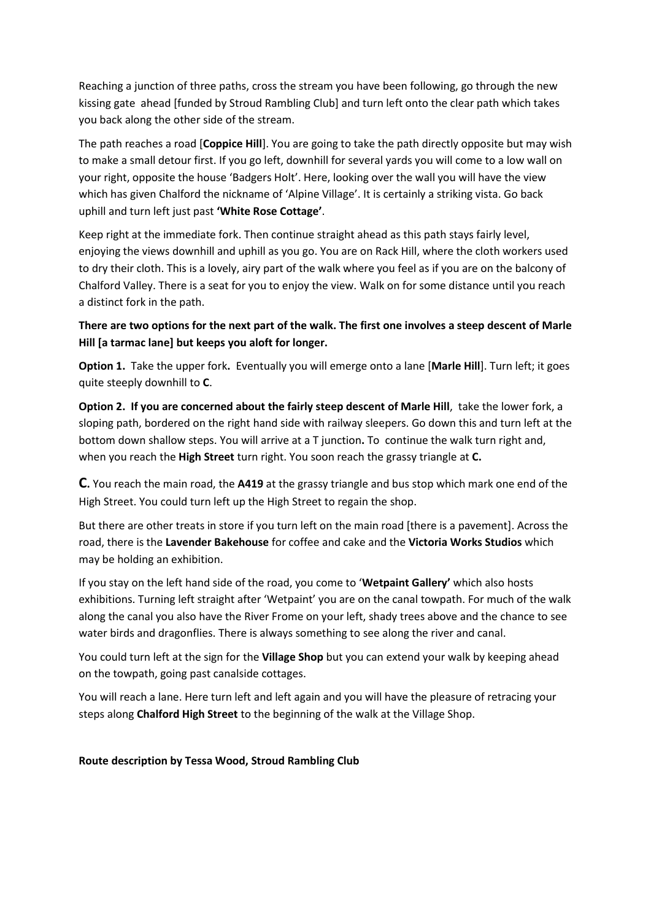Reaching a junction of three paths, cross the stream you have been following, go through the new kissing gate ahead [funded by Stroud Rambling Club] and turn left onto the clear path which takes you back along the other side of the stream.

The path reaches a road [**Coppice Hill**]. You are going to take the path directly opposite but may wish to make a small detour first. If you go left, downhill for several yards you will come to a low wall on your right, opposite the house 'Badgers Holt'. Here, looking over the wall you will have the view which has given Chalford the nickname of 'Alpine Village'. It is certainly a striking vista. Go back uphill and turn left just past **'White Rose Cottage'**.

Keep right at the immediate fork. Then continue straight ahead as this path stays fairly level, enjoying the views downhill and uphill as you go. You are on Rack Hill, where the cloth workers used to dry their cloth. This is a lovely, airy part of the walk where you feel as if you are on the balcony of Chalford Valley. There is a seat for you to enjoy the view. Walk on for some distance until you reach a distinct fork in the path.

**There are two options for the next part of the walk. The first one involves a steep descent of Marle Hill [a tarmac lane] but keeps you aloft for longer.**

**Option 1.** Take the upper fork**.** Eventually you will emerge onto a lane [**Marle Hill**]. Turn left; it goes quite steeply downhill to **C**.

**Option 2. If you are concerned about the fairly steep descent of Marle Hill**, take the lower fork, a sloping path, bordered on the right hand side with railway sleepers. Go down this and turn left at the bottom down shallow steps. You will arrive at a T junction**.** To continue the walk turn right and, when you reach the **High Street** turn right. You soon reach the grassy triangle at **C.**

**C.** You reach the main road, the **A419** at the grassy triangle and bus stop which mark one end of the High Street. You could turn left up the High Street to regain the shop.

But there are other treats in store if you turn left on the main road [there is a pavement]. Across the road, there is the **Lavender Bakehouse** for coffee and cake and the **Victoria Works Studios** which may be holding an exhibition.

If you stay on the left hand side of the road, you come to '**Wetpaint Gallery'** which also hosts exhibitions. Turning left straight after 'Wetpaint' you are on the canal towpath. For much of the walk along the canal you also have the River Frome on your left, shady trees above and the chance to see water birds and dragonflies. There is always something to see along the river and canal.

You could turn left at the sign for the **Village Shop** but you can extend your walk by keeping ahead on the towpath, going past canalside cottages.

You will reach a lane. Here turn left and left again and you will have the pleasure of retracing your steps along **Chalford High Street** to the beginning of the walk at the Village Shop.

**Route description by Tessa Wood, Stroud Rambling Club**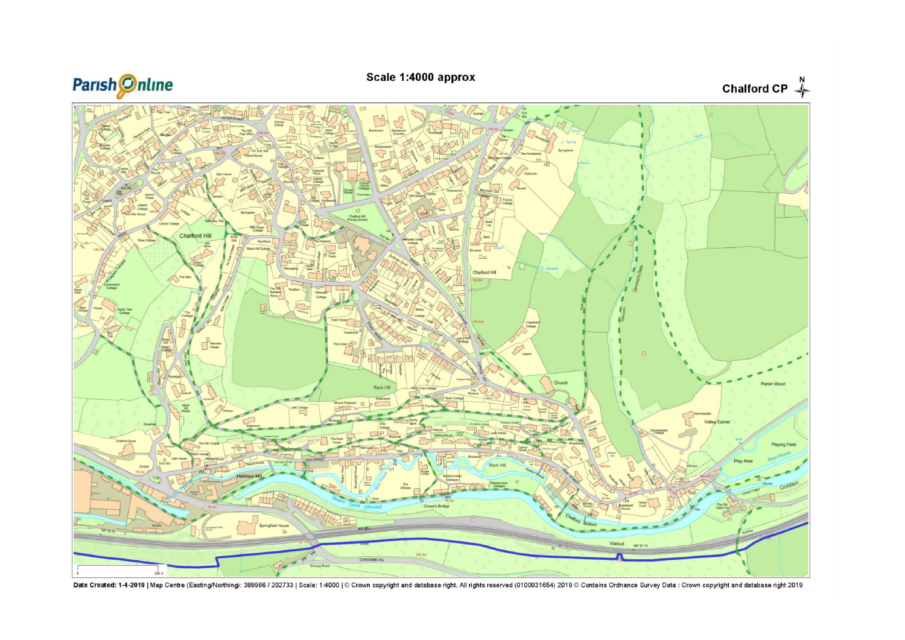Parish Online

Scale 1:4000 approx

Chalford CP

N

Date Created: 1-4-2019 | Map Centre (Easting/Northing): 389966 / 202733 | Scale: 1:4000 | © Crown copyright and database right. All rights reserved (0100031654) 2019 © Contains Ordnance Survey Data : Crown copyright and database right 2019